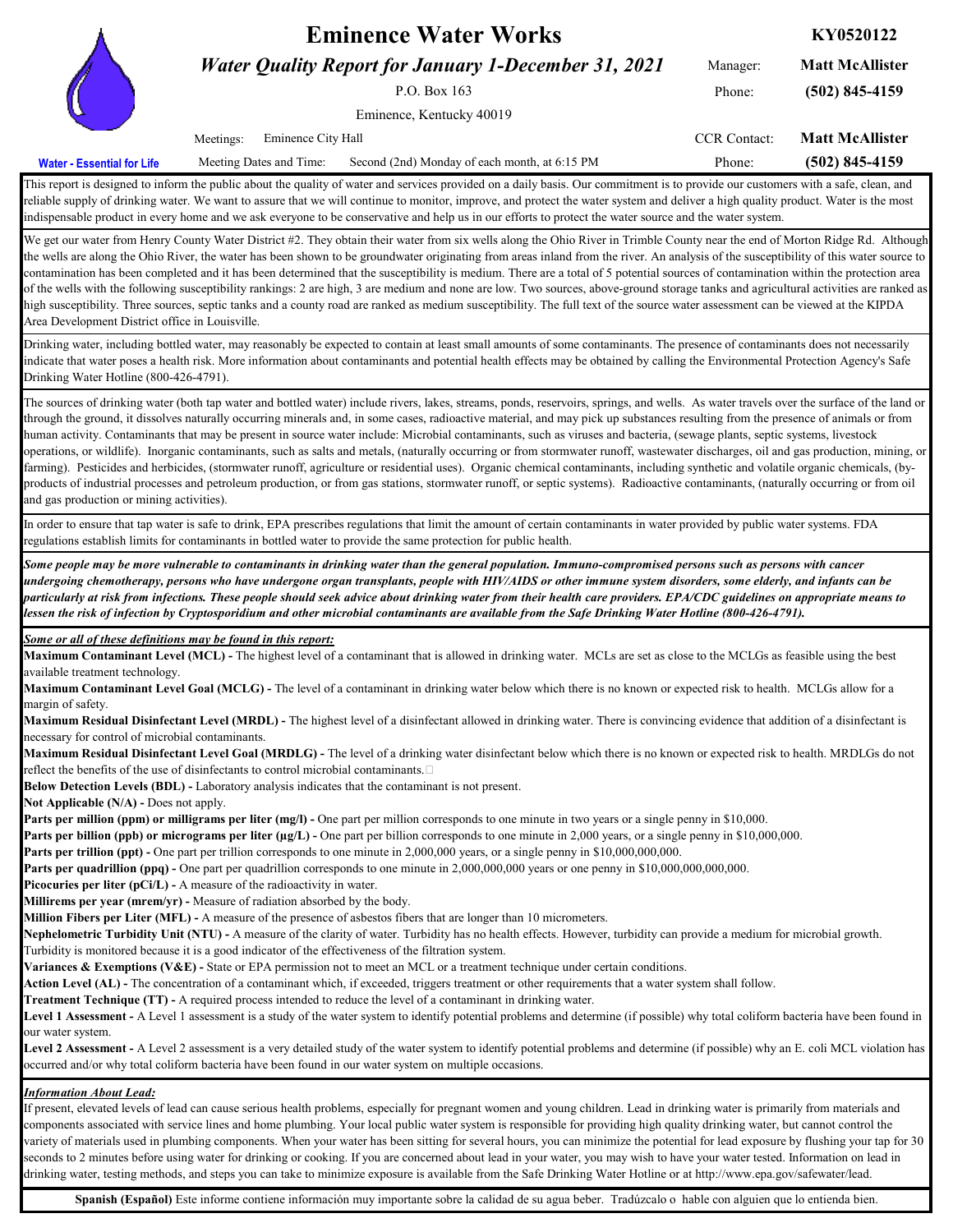# Eminence Water Works

**KY0520122**

***Water Quality Report for January 1-December 31, 2021***

P.O. Box 163
Eminence, Kentucky 40019

Manager: **Matt McAllister**
Phone: **(502) 845-4159**

Meetings: Eminence City Hall
Meeting Dates and Time: Second (2nd) Monday of each month, at 6:15 PM

CCR Contact: **Matt McAllister**
Phone: **(502) 845-4159**

**Water - Essential for Life**

This report is designed to inform the public about the quality of water and services provided on a daily basis. Our commitment is to provide our customers with a safe, clean, and reliable supply of drinking water. We want to assure that we will continue to monitor, improve, and protect the water system and deliver a high quality product. Water is the most indispensable product in every home and we ask everyone to be conservative and help us in our efforts to protect the water source and the water system.

We get our water from Henry County Water District #2. They obtain their water from six wells along the Ohio River in Trimble County near the end of Morton Ridge Rd. Although the wells are along the Ohio River, the water has been shown to be groundwater originating from areas inland from the river. An analysis of the susceptibility of this water source to contamination has been completed and it has been determined that the susceptibility is medium. There are a total of 5 potential sources of contamination within the protection area of the wells with the following susceptibility rankings: 2 are high, 3 are medium and none are low. Two sources, above-ground storage tanks and agricultural activities are ranked as high susceptibility. Three sources, septic tanks and a county road are ranked as medium susceptibility. The full text of the source water assessment can be viewed at the KIPDA Area Development District office in Louisville.

Drinking water, including bottled water, may reasonably be expected to contain at least small amounts of some contaminants. The presence of contaminants does not necessarily indicate that water poses a health risk. More information about contaminants and potential health effects may be obtained by calling the Environmental Protection Agency's Safe Drinking Water Hotline (800-426-4791).

The sources of drinking water (both tap water and bottled water) include rivers, lakes, streams, ponds, reservoirs, springs, and wells. As water travels over the surface of the land or through the ground, it dissolves naturally occurring minerals and, in some cases, radioactive material, and may pick up substances resulting from the presence of animals or from human activity. Contaminants that may be present in source water include: Microbial contaminants, such as viruses and bacteria, (sewage plants, septic systems, livestock operations, or wildlife). Inorganic contaminants, such as salts and metals, (naturally occurring or from stormwater runoff, wastewater discharges, oil and gas production, mining, or farming). Pesticides and herbicides, (stormwater runoff, agriculture or residential uses). Organic chemical contaminants, including synthetic and volatile organic chemicals, (by-products of industrial processes and petroleum production, or from gas stations, stormwater runoff, or septic systems). Radioactive contaminants, (naturally occurring or from oil and gas production or mining activities).

In order to ensure that tap water is safe to drink, EPA prescribes regulations that limit the amount of certain contaminants in water provided by public water systems. FDA regulations establish limits for contaminants in bottled water to provide the same protection for public health.

***Some people may be more vulnerable to contaminants in drinking water than the general population. Immuno-compromised persons such as persons with cancer undergoing chemotherapy, persons who have undergone organ transplants, people with HIV/AIDS or other immune system disorders, some elderly, and infants can be particularly at risk from infections. These people should seek advice about drinking water from their health care providers. EPA/CDC guidelines on appropriate means to lessen the risk of infection by Cryptosporidium and other microbial contaminants are available from the Safe Drinking Water Hotline (800-426-4791).***

***Some or all of these definitions may be found in this report:***

**Maximum Contaminant Level (MCL) -** The highest level of a contaminant that is allowed in drinking water. MCLs are set as close to the MCLGs as feasible using the best available treatment technology.

**Maximum Contaminant Level Goal (MCLG) -** The level of a contaminant in drinking water below which there is no known or expected risk to health. MCLGs allow for a margin of safety.

**Maximum Residual Disinfectant Level (MRDL) -** The highest level of a disinfectant allowed in drinking water. There is convincing evidence that addition of a disinfectant is necessary for control of microbial contaminants.

**Maximum Residual Disinfectant Level Goal (MRDLG) -** The level of a drinking water disinfectant below which there is no known or expected risk to health. MRDLGs do not reflect the benefits of the use of disinfectants to control microbial contaminants.

**Below Detection Levels (BDL) -** Laboratory analysis indicates that the contaminant is not present.

**Not Applicable (N/A) -** Does not apply.

**Parts per million (ppm) or milligrams per liter (mg/l) -** One part per million corresponds to one minute in two years or a single penny in $10,000.

**Parts per billion (ppb) or micrograms per liter (µg/L) -** One part per billion corresponds to one minute in 2,000 years, or a single penny in $10,000,000.

**Parts per trillion (ppt) -** One part per trillion corresponds to one minute in 2,000,000 years, or a single penny in $10,000,000,000.

**Parts per quadrillion (ppq) -** One part per quadrillion corresponds to one minute in 2,000,000,000 years or one penny in $10,000,000,000,000.

**Picocuries per liter (pCi/L) -** A measure of the radioactivity in water.

**Millirems per year (mrem/yr) -** Measure of radiation absorbed by the body.

**Million Fibers per Liter (MFL) -** A measure of the presence of asbestos fibers that are longer than 10 micrometers.

**Nephelometric Turbidity Unit (NTU) -** A measure of the clarity of water. Turbidity has no health effects. However, turbidity can provide a medium for microbial growth. Turbidity is monitored because it is a good indicator of the effectiveness of the filtration system.

**Variances & Exemptions (V&E) -** State or EPA permission not to meet an MCL or a treatment technique under certain conditions.

**Action Level (AL) -** The concentration of a contaminant which, if exceeded, triggers treatment or other requirements that a water system shall follow.

**Treatment Technique (TT) -** A required process intended to reduce the level of a contaminant in drinking water.

**Level 1 Assessment -** A Level 1 assessment is a study of the water system to identify potential problems and determine (if possible) why total coliform bacteria have been found in our water system.

**Level 2 Assessment -** A Level 2 assessment is a very detailed study of the water system to identify potential problems and determine (if possible) why an E. coli MCL violation has occurred and/or why total coliform bacteria have been found in our water system on multiple occasions.

***Information About Lead:***

If present, elevated levels of lead can cause serious health problems, especially for pregnant women and young children. Lead in drinking water is primarily from materials and components associated with service lines and home plumbing. Your local public water system is responsible for providing high quality drinking water, but cannot control the variety of materials used in plumbing components. When your water has been sitting for several hours, you can minimize the potential for lead exposure by flushing your tap for 30 seconds to 2 minutes before using water for drinking or cooking. If you are concerned about lead in your water, you may wish to have your water tested. Information on lead in drinking water, testing methods, and steps you can take to minimize exposure is available from the Safe Drinking Water Hotline or at http://www.epa.gov/safewater/lead.

**Spanish (Español)** Este informe contiene información muy importante sobre la calidad de su agua beber. Tradúzcalo o hable con alguien que lo entienda bien.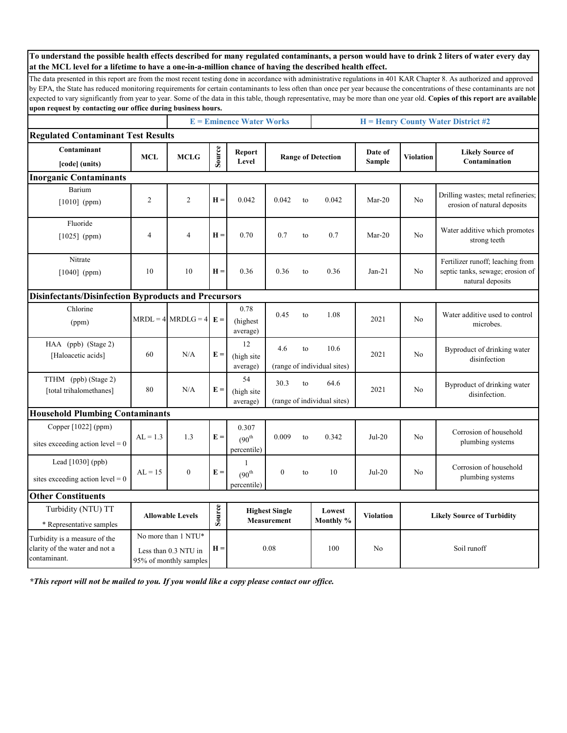**To understand the possible health effects described for many regulated contaminants, a person would have to drink 2 liters of water every day at the MCL level for a lifetime to have a one-in-a-million chance of having the described health effect.**

The data presented in this report are from the most recent testing done in accordance with administrative regulations in 401 KAR Chapter 8. As authorized and approved by EPA, the State has reduced monitoring requirements for certain contaminants to less often than once per year because the concentrations of these contaminants are not expected to vary significantly from year to year. Some of the data in this table, though representative, may be more than one year old. **Copies of this report are available upon request by contacting our office during business hours.**

**E = Eminence Water Works** | **H = Henry County Water District #2**

## Regulated Contaminant Test Results

| Contaminant [code] (units) | MCL | MCLG | Source | Report Level | Range of Detection | | | Date of Sample | Violation | Likely Source of Contamination |
|---|---|---|---|---|---|---|---|---|---|---|
| **Inorganic Contaminants** | | | | | | | | | | |
| Barium [1010] (ppm) | 2 | 2 | H = | 0.042 | 0.042 | to | 0.042 | Mar-20 | No | Drilling wastes; metal refineries; erosion of natural deposits |
| Fluoride [1025] (ppm) | 4 | 4 | H = | 0.70 | 0.7 | to | 0.7 | Mar-20 | No | Water additive which promotes strong teeth |
| Nitrate [1040] (ppm) | 10 | 10 | H = | 0.36 | 0.36 | to | 0.36 | Jan-21 | No | Fertilizer runoff; leaching from septic tanks, sewage; erosion of natural deposits |
| **Disinfectants/Disinfection Byproducts and Precursors** | | | | | | | | | | |
| Chlorine (ppm) | MRDL = 4 | MRDLG = 4 | E = | 0.78 (highest average) | 0.45 | to | 1.08 | 2021 | No | Water additive used to control microbes. |
| HAA (ppb) (Stage 2) [Haloacetic acids] | 60 | N/A | E = | 12 (high site average) | 4.6 | to | 10.6 (range of individual sites) | 2021 | No | Byproduct of drinking water disinfection |
| TTHM (ppb) (Stage 2) [total trihalomethanes] | 80 | N/A | E = | 54 (high site average) | 30.3 | to | 64.6 (range of individual sites) | 2021 | No | Byproduct of drinking water disinfection. |
| **Household Plumbing Contaminants** | | | | | | | | | | |
| Copper [1022] (ppm) sites exceeding action level = 0 | AL = 1.3 | 1.3 | E = | 0.307 (90th percentile) | 0.009 | to | 0.342 | Jul-20 | No | Corrosion of household plumbing systems |
| Lead [1030] (ppb) sites exceeding action level = 0 | AL = 15 | 0 | E = | 1 (90th percentile) | 0 | to | 10 | Jul-20 | No | Corrosion of household plumbing systems |

## Other Constituents

| Turbidity (NTU) TT * Representative samples | Allowable Levels | Source | Highest Single Measurement | Lowest Monthly % | Violation | Likely Source of Turbidity |
|---|---|---|---|---|---|---|
| Turbidity is a measure of the clarity of the water and not a contaminant. | No more than 1 NTU* Less than 0.3 NTU in 95% of monthly samples | H = | 0.08 | 100 | No | Soil runoff |

***This report will not be mailed to you. If you would like a copy please contact our office.***